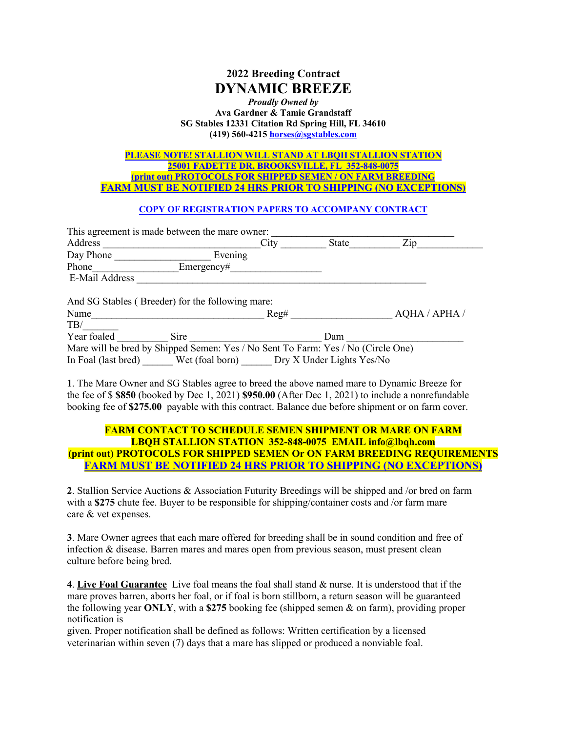## 2022 Breeding Contract

# DYNAMIC BREEZE

***Proudly Owned by***
**Ava Gardner & Tamie Grandstaff**
**SG Stables 12331 Citation Rd Spring Hill, FL 34610**
**(419) 560-4215 horses@sgstables.com**

**PLEASE NOTE! STALLION WILL STAND AT LBQH STALLION STATION**
**25001 FADETTE DR, BROOKSVILLE, FL 352-848-0075**
**(print out) PROTOCOLS FOR SHIPPED SEMEN / ON FARM BREEDING**
**FARM MUST BE NOTIFIED 24 HRS PRIOR TO SHIPPING (NO EXCEPTIONS)**

**COPY OF REGISTRATION PAPERS TO ACCOMPANY CONTRACT**

This agreement is made between the mare owner: ___________________________________
Address ______________________________City ________ State_________ Zip____________
Day Phone __________________ Evening
Phone________________Emergency#_________________
E-Mail Address ________________________________________________________

And SG Stables ( Breeder) for the following mare:
Name_________________________________ Reg# ___________________ AQHA / APHA / TB/_______
Year foaled __________ Sire _________________________ Dam ______________________
Mare will be bred by Shipped Semen: Yes / No Sent To Farm: Yes / No (Circle One)
In Foal (last bred) ______ Wet (foal born) ______ Dry X Under Lights Yes/No

**1**. The Mare Owner and SG Stables agree to breed the above named mare to Dynamic Breeze for the fee of $ **$850** (booked by Dec 1, 2021) **$950.00** (After Dec 1, 2021) to include a nonrefundable booking fee of **$275.00** payable with this contract. Balance due before shipment or on farm cover.

**FARM CONTACT TO SCHEDULE SEMEN SHIPMENT OR MARE ON FARM**
**LBQH STALLION STATION 352-848-0075 EMAIL info@lbqh.com**
**(print out) PROTOCOLS FOR SHIPPED SEMEN Or ON FARM BREEDING REQUIREMENTS**
**FARM MUST BE NOTIFIED 24 HRS PRIOR TO SHIPPING (NO EXCEPTIONS)**

**2**. Stallion Service Auctions & Association Futurity Breedings will be shipped and /or bred on farm with a **$275** chute fee. Buyer to be responsible for shipping/container costs and /or farm mare care & vet expenses.

**3**. Mare Owner agrees that each mare offered for breeding shall be in sound condition and free of infection & disease. Barren mares and mares open from previous season, must present clean culture before being bred.

**4**. **Live Foal Guarantee** Live foal means the foal shall stand & nurse. It is understood that if the mare proves barren, aborts her foal, or if foal is born stillborn, a return season will be guaranteed the following year **ONLY**, with a **$275** booking fee (shipped semen & on farm), providing proper notification is given. Proper notification shall be defined as follows: Written certification by a licensed veterinarian within seven (7) days that a mare has slipped or produced a nonviable foal.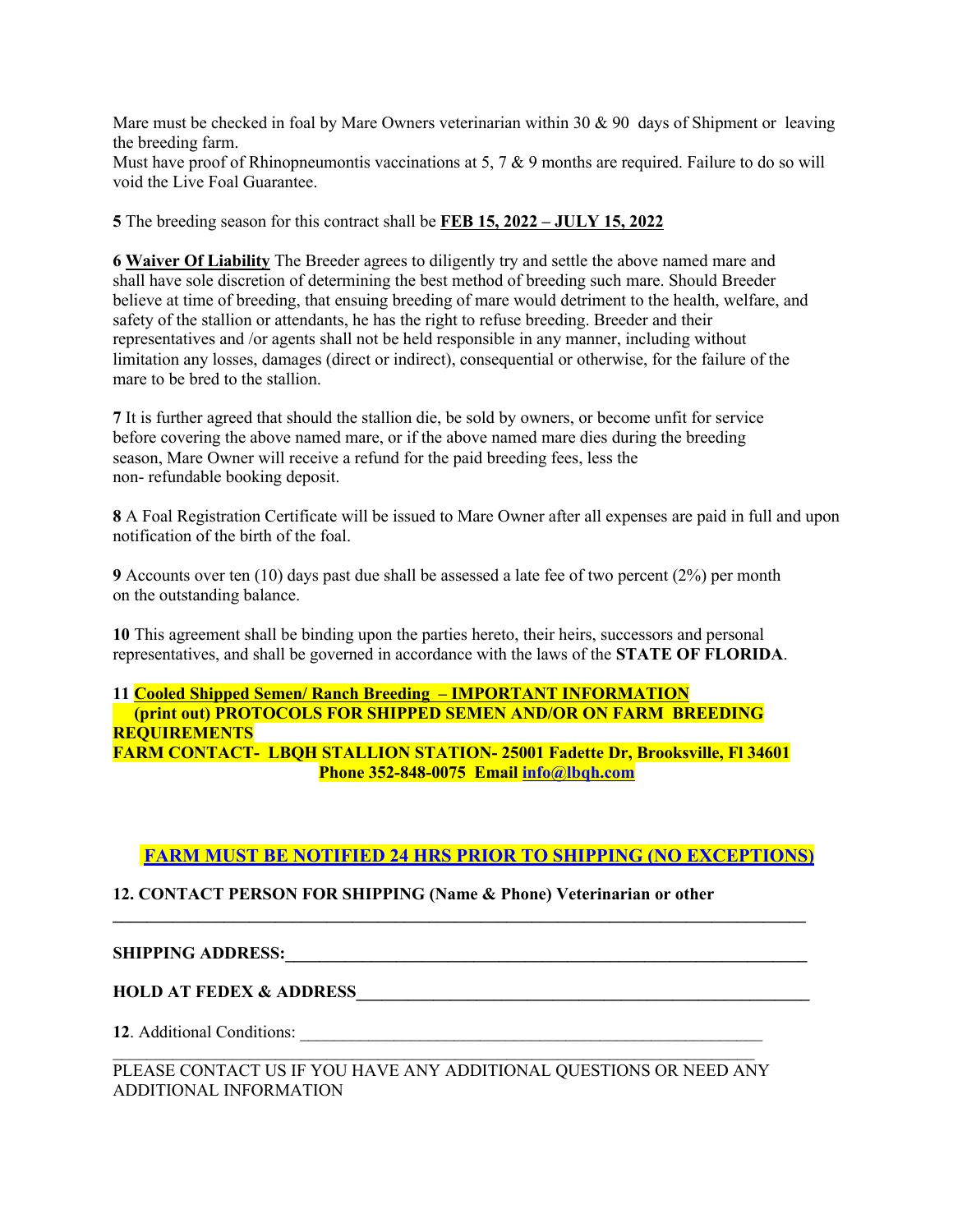Mare must be checked in foal by Mare Owners veterinarian within 30 & 90 days of Shipment or leaving the breeding farm.
Must have proof of Rhinopneumontis vaccinations at 5, 7 & 9 months are required. Failure to do so will void the Live Foal Guarantee.

**5** The breeding season for this contract shall be **FEB 15, 2022 – JULY 15, 2022**

**6 Waiver Of Liability** The Breeder agrees to diligently try and settle the above named mare and shall have sole discretion of determining the best method of breeding such mare. Should Breeder believe at time of breeding, that ensuing breeding of mare would detriment to the health, welfare, and safety of the stallion or attendants, he has the right to refuse breeding. Breeder and their representatives and /or agents shall not be held responsible in any manner, including without limitation any losses, damages (direct or indirect), consequential or otherwise, for the failure of the mare to be bred to the stallion.

**7** It is further agreed that should the stallion die, be sold by owners, or become unfit for service before covering the above named mare, or if the above named mare dies during the breeding season, Mare Owner will receive a refund for the paid breeding fees, less the non- refundable booking deposit.

**8** A Foal Registration Certificate will be issued to Mare Owner after all expenses are paid in full and upon notification of the birth of the foal.

**9** Accounts over ten (10) days past due shall be assessed a late fee of two percent (2%) per month on the outstanding balance.

**10** This agreement shall be binding upon the parties hereto, their heirs, successors and personal representatives, and shall be governed in accordance with the laws of the **STATE OF FLORIDA**.

**11 Cooled Shipped Semen/ Ranch Breeding – IMPORTANT INFORMATION**
**(print out) PROTOCOLS FOR SHIPPED SEMEN AND/OR ON FARM BREEDING REQUIREMENTS**
**FARM CONTACT- LBQH STALLION STATION- 25001 Fadette Dr, Brooksville, Fl 34601**
**Phone 352-848-0075 Email info@lbqh.com**

**FARM MUST BE NOTIFIED 24 HRS PRIOR TO SHIPPING (NO EXCEPTIONS)**

**12. CONTACT PERSON FOR SHIPPING (Name & Phone) Veterinarian or other**
______________________________________________________________________

**SHIPPING ADDRESS:**______________________________________________________

**HOLD AT FEDEX & ADDRESS**_________________________________________________

**12**. Additional Conditions: ______________________________________________
______________________________________________________________________

PLEASE CONTACT US IF YOU HAVE ANY ADDITIONAL QUESTIONS OR NEED ANY ADDITIONAL INFORMATION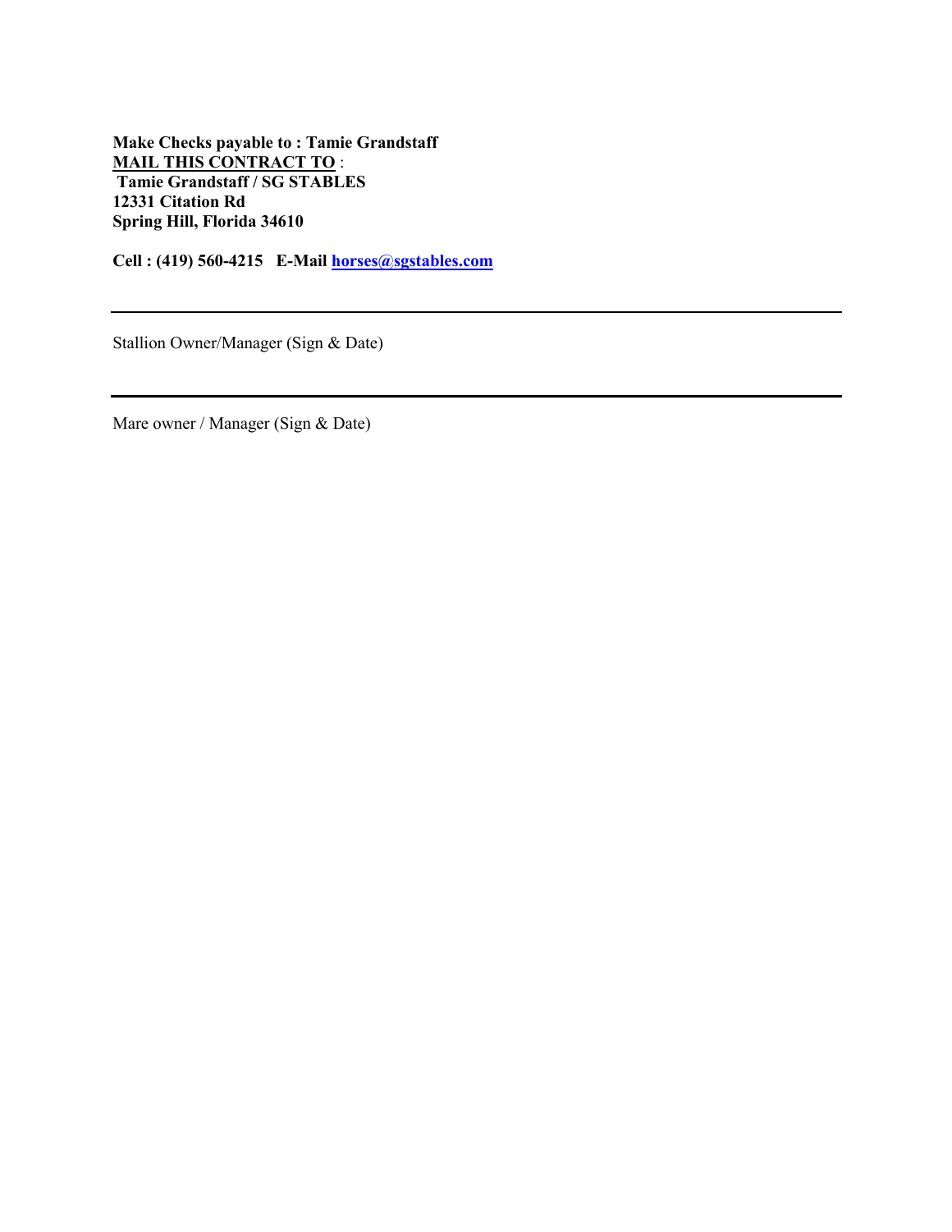**Make Checks payable to : Tamie Grandstaff**
**MAIL THIS CONTRACT TO** :
**Tamie Grandstaff / SG STABLES**
**12331 Citation Rd**
**Spring Hill, Florida 34610**

**Cell : (419) 560-4215 E-Mail horses@sgstables.com**

---

Stallion Owner/Manager (Sign & Date)

---

Mare owner / Manager (Sign & Date)